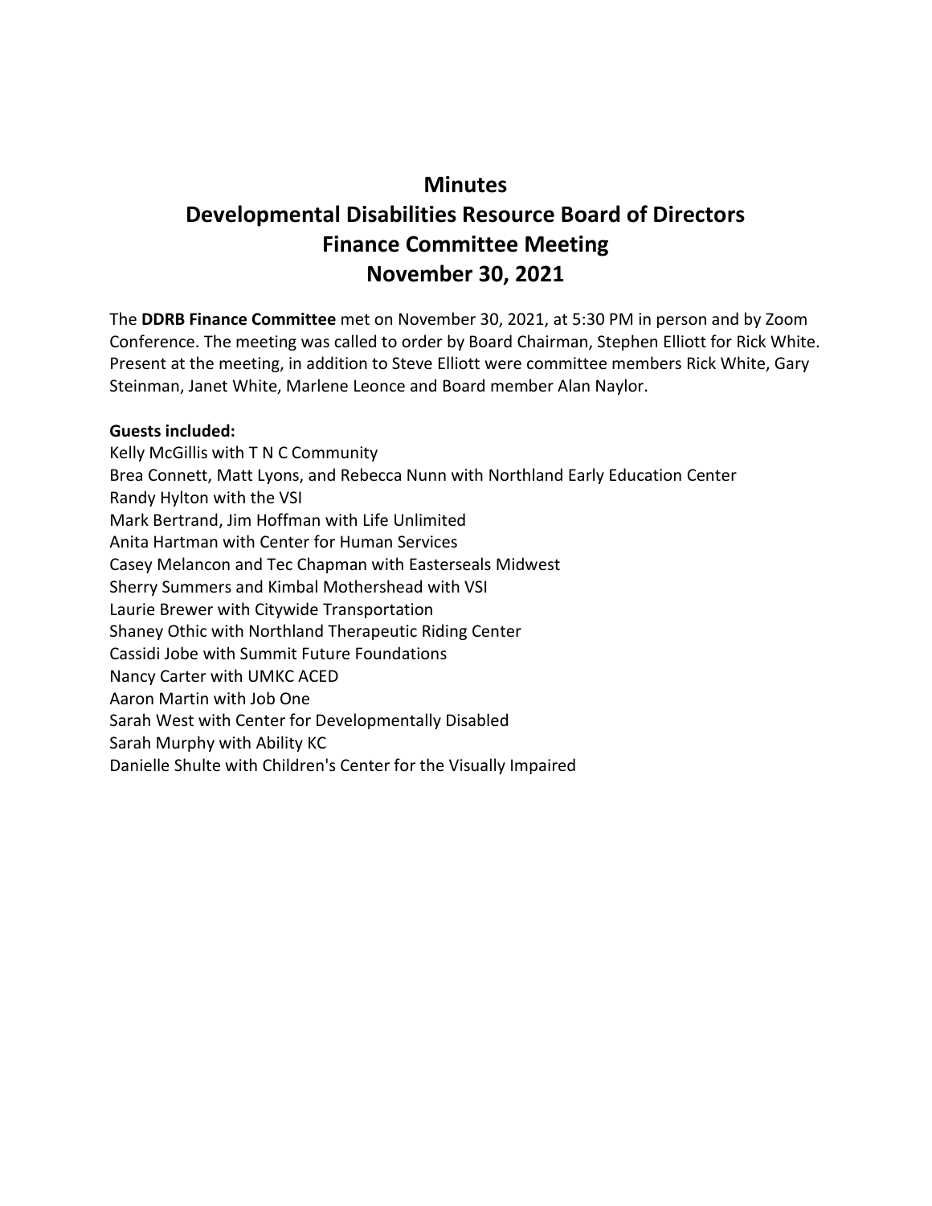# Minutes
# Developmental Disabilities Resource Board of Directors
# Finance Committee Meeting
# November 30, 2021

The **DDRB Finance Committee** met on November 30, 2021, at 5:30 PM in person and by Zoom Conference. The meeting was called to order by Board Chairman, Stephen Elliott for Rick White. Present at the meeting, in addition to Steve Elliott were committee members Rick White, Gary Steinman, Janet White, Marlene Leonce and Board member Alan Naylor.

**Guests included:**
Kelly McGillis with T N C Community
Brea Connett, Matt Lyons, and Rebecca Nunn with Northland Early Education Center
Randy Hylton with the VSI
Mark Bertrand, Jim Hoffman with Life Unlimited
Anita Hartman with Center for Human Services
Casey Melancon and Tec Chapman with Easterseals Midwest
Sherry Summers and Kimbal Mothershead with VSI
Laurie Brewer with Citywide Transportation
Shaney Othic with Northland Therapeutic Riding Center
Cassidi Jobe with Summit Future Foundations
Nancy Carter with UMKC ACED
Aaron Martin with Job One
Sarah West with Center for Developmentally Disabled
Sarah Murphy with Ability KC
Danielle Shulte with Children's Center for the Visually Impaired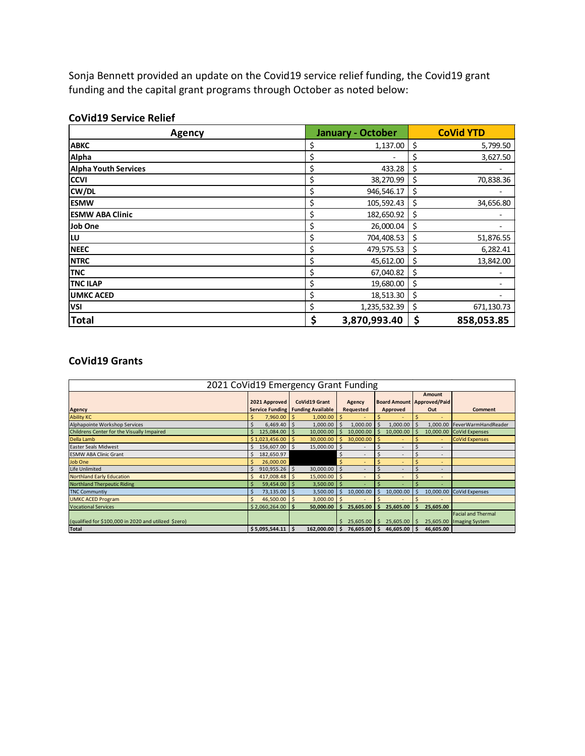Sonja Bennett provided an update on the Covid19 service relief funding, the Covid19 grant funding and the capital grant programs through October as noted below:

### CoVid19 Service Relief

| Agency | January - October | CoVid YTD |
|---|---|---|
| ABKC | $ 1,137.00 | $ 5,799.50 |
| Alpha | $ - | $ 3,627.50 |
| Alpha Youth Services | $ 433.28 | $ - |
| CCVI | $ 38,270.99 | $ 70,838.36 |
| CW/DL | $ 946,546.17 | $ - |
| ESMW | $ 105,592.43 | $ 34,656.80 |
| ESMW ABA Clinic | $ 182,650.92 | $ - |
| Job One | $ 26,000.04 | $ - |
| LU | $ 704,408.53 | $ 51,876.55 |
| NEEC | $ 479,575.53 | $ 6,282.41 |
| NTRC | $ 45,612.00 | $ 13,842.00 |
| TNC | $ 67,040.82 | $ - |
| TNC ILAP | $ 19,680.00 | $ - |
| UMKC ACED | $ 18,513.30 | $ - |
| VSI | $ 1,235,532.39 | $ 671,130.73 |
| **Total** | **$ 3,870,993.40** | **$ 858,053.85** |

### CoVid19 Grants

| 2021 CoVid19 Emergency Grant Funding | | | | | | |
|---|---|---|---|---|---|---|
| Agency | 2021 Approved Service Funding | CoVid19 Grant Funding Available | Agency Requested | Board Amount Approved | Amount Approved/Paid Out | Comment |
| Ability KC | $ 7,960.00 | $ 1,000.00 | $ - | $ - | $ - | |
| Alphapointe Workshop Services | $ 6,469.40 | $ 1,000.00 | $ 1,000.00 | $ 1,000.00 | $ 1,000.00 | FeverWarmHandReader |
| Childrens Center for the Visually Impaired | $ 125,084.00 | $ 10,000.00 | $ 10,000.00 | $ 10,000.00 | $ 10,000.00 | CoVid Expenses |
| Della Lamb | $ 1,023,456.00 | $ 30,000.00 | $ 30,000.00 | $ - | $ - | CoVid Expenses |
| Easter Seals Midwest | $ 156,607.00 | $ 15,000.00 | $ - | $ - | $ - | |
| ESMW ABA Clinic Grant | $ 182,650.97 | | $ - | $ - | $ - | |
| Job One | $ 26,000.00 | | $ - | $ - | $ - | |
| Life Unlimited | $ 910,955.26 | $ 30,000.00 | $ - | $ - | $ - | |
| Northland Early Education | $ 417,008.48 | $ 15,000.00 | $ - | $ - | $ - | |
| Northland Therpeutic Riding | $ 59,454.00 | $ 3,500.00 | $ - | $ - | $ - | |
| TNC Communtiy | $ 73,135.00 | $ 3,500.00 | $ 10,000.00 | $ 10,000.00 | $ 10,000.00 | CoVid Expenses |
| UMKC ACED Program | $ 46,500.00 | $ 3,000.00 | $ - | $ - | $ - | |
| Vocational Services | $ 2,060,264.00 | $ 50,000.00 | $ 25,605.00 | $ 25,605.00 | $ 25,605.00 | |
| (qualified for $100,000 in 2020 and utilized $zero) | | | $ 25,605.00 | $ 25,605.00 | $ 25,605.00 | Facial and Thermal Imaging System |
| Total | $ 5,095,544.11 | $ 162,000.00 | $ 76,605.00 | $ 46,605.00 | $ 46,605.00 | |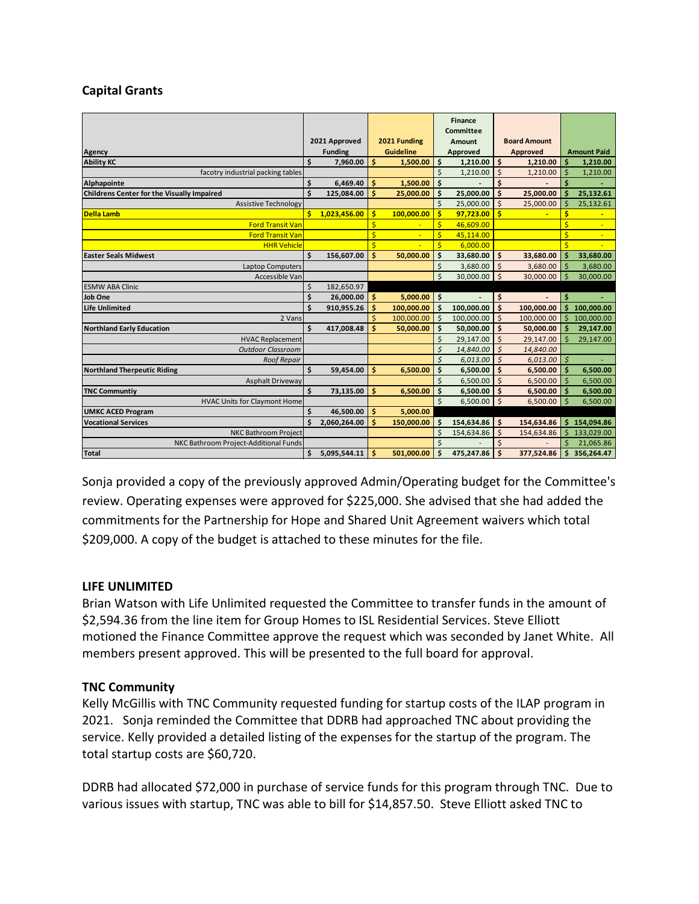### Capital Grants

| Agency | 2021 Approved Funding | 2021 Funding Guideline | Finance Committee Amount Approved | Board Amount Approved | Amount Paid |
|---|---|---|---|---|---|
| **Ability KC** | **$ 7,960.00** | **$ 1,500.00** | **$ 1,210.00** | **$ 1,210.00** | **$ 1,210.00** |
| facotry industrial packing tables | | | $ 1,210.00 | $ 1,210.00 | $ 1,210.00 |
| **Alphapointe** | **$ 6,469.40** | **$ 1,500.00** | **$ -** | **$ -** | **$ -** |
| **Childrens Center for the Visually Impaired** | **$ 125,084.00** | **$ 25,000.00** | **$ 25,000.00** | **$ 25,000.00** | **$ 25,132.61** |
| Assistive Technology | | | $ 25,000.00 | $ 25,000.00 | $ 25,132.61 |
| **Della Lamb** | **$ 1,023,456.00** | **$ 100,000.00** | **$ 97,723.00** | **$ -** | **$ -** |
| Ford Transit Van | | $ - | $ 46,609.00 | | $ - |
| Ford Transit Van | | $ - | $ 45,114.00 | | $ - |
| HHR Vehicle | | $ - | $ 6,000.00 | | $ - |
| **Easter Seals Midwest** | **$ 156,607.00** | **$ 50,000.00** | **$ 33,680.00** | **$ 33,680.00** | **$ 33,680.00** |
| Laptop Computers | | | $ 3,680.00 | $ 3,680.00 | $ 3,680.00 |
| Accessible Van | | | $ 30,000.00 | $ 30,000.00 | $ 30,000.00 |
| ESMW ABA Clinic | $ 182,650.97 | | | | |
| **Job One** | **$ 26,000.00** | **$ 5,000.00** | **$ -** | **$ -** | **$ -** |
| **Life Unlimited** | **$ 910,955.26** | **$ 100,000.00** | **$ 100,000.00** | **$ 100,000.00** | **$ 100,000.00** |
| 2 Vans | | $ 100,000.00 | $ 100,000.00 | $ 100,000.00 | $ 100,000.00 |
| **Northland Early Education** | **$ 417,008.48** | **$ 50,000.00** | **$ 50,000.00** | **$ 50,000.00** | **$ 29,147.00** |
| HVAC Replacement | | | $ 29,147.00 | $ 29,147.00 | $ 29,147.00 |
| *Outdoor Classroom* | | | *$ 14,840.00* | *$ 14,840.00* | |
| *Roof Repair* | | | *$ 6,013.00* | *$ 6,013.00* | *$ -* |
| **Northland Therpeutic Riding** | **$ 59,454.00** | **$ 6,500.00** | **$ 6,500.00** | **$ 6,500.00** | **$ 6,500.00** |
| Asphalt Driveway | | | $ 6,500.00 | $ 6,500.00 | $ 6,500.00 |
| **TNC Communtiy** | **$ 73,135.00** | **$ 6,500.00** | **$ 6,500.00** | **$ 6,500.00** | **$ 6,500.00** |
| HVAC Units for Claymont Home | | | $ 6,500.00 | $ 6,500.00 | $ 6,500.00 |
| **UMKC ACED Program** | **$ 46,500.00** | **$ 5,000.00** | | | |
| **Vocational Services** | **$ 2,060,264.00** | **$ 150,000.00** | **$ 154,634.86** | **$ 154,634.86** | **$ 154,094.86** |
| NKC Bathroom Project | | | $ 154,634.86 | $ 154,634.86 | $ 133,029.00 |
| NKC Bathroom Project-Additional Funds | | | $ - | $ - | $ 21,065.86 |
| **Total** | **$ 5,095,544.11** | **$ 501,000.00** | **$ 475,247.86** | **$ 377,524.86** | **$ 356,264.47** |

Sonja provided a copy of the previously approved Admin/Operating budget for the Committee's review. Operating expenses were approved for $225,000. She advised that she had added the commitments for the Partnership for Hope and Shared Unit Agreement waivers which total $209,000. A copy of the budget is attached to these minutes for the file.

**LIFE UNLIMITED**

Brian Watson with Life Unlimited requested the Committee to transfer funds in the amount of $2,594.36 from the line item for Group Homes to ISL Residential Services. Steve Elliott motioned the Finance Committee approve the request which was seconded by Janet White. All members present approved. This will be presented to the full board for approval.

**TNC Community**

Kelly McGillis with TNC Community requested funding for startup costs of the ILAP program in 2021. Sonja reminded the Committee that DDRB had approached TNC about providing the service. Kelly provided a detailed listing of the expenses for the startup of the program. The total startup costs are $60,720.

DDRB had allocated $72,000 in purchase of service funds for this program through TNC. Due to various issues with startup, TNC was able to bill for $14,857.50. Steve Elliott asked TNC to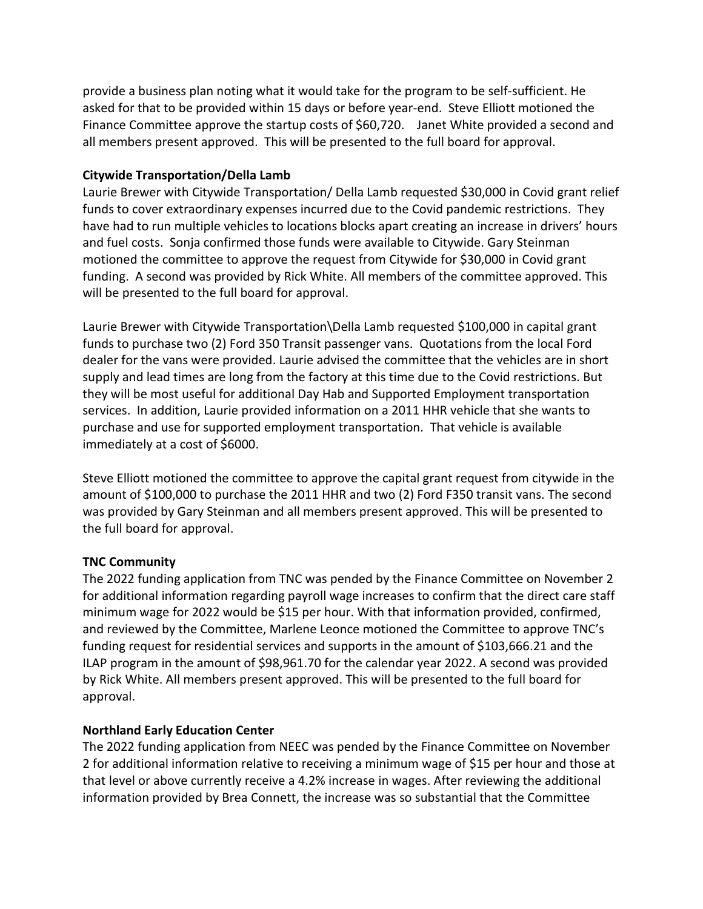provide a business plan noting what it would take for the program to be self-sufficient. He asked for that to be provided within 15 days or before year-end. Steve Elliott motioned the Finance Committee approve the startup costs of $60,720. Janet White provided a second and all members present approved. This will be presented to the full board for approval.

**Citywide Transportation/Della Lamb**

Laurie Brewer with Citywide Transportation/ Della Lamb requested $30,000 in Covid grant relief funds to cover extraordinary expenses incurred due to the Covid pandemic restrictions. They have had to run multiple vehicles to locations blocks apart creating an increase in drivers' hours and fuel costs. Sonja confirmed those funds were available to Citywide. Gary Steinman motioned the committee to approve the request from Citywide for $30,000 in Covid grant funding. A second was provided by Rick White. All members of the committee approved. This will be presented to the full board for approval.

Laurie Brewer with Citywide Transportation\Della Lamb requested $100,000 in capital grant funds to purchase two (2) Ford 350 Transit passenger vans. Quotations from the local Ford dealer for the vans were provided. Laurie advised the committee that the vehicles are in short supply and lead times are long from the factory at this time due to the Covid restrictions. But they will be most useful for additional Day Hab and Supported Employment transportation services. In addition, Laurie provided information on a 2011 HHR vehicle that she wants to purchase and use for supported employment transportation. That vehicle is available immediately at a cost of $6000.

Steve Elliott motioned the committee to approve the capital grant request from citywide in the amount of $100,000 to purchase the 2011 HHR and two (2) Ford F350 transit vans. The second was provided by Gary Steinman and all members present approved. This will be presented to the full board for approval.

**TNC Community**

The 2022 funding application from TNC was pended by the Finance Committee on November 2 for additional information regarding payroll wage increases to confirm that the direct care staff minimum wage for 2022 would be $15 per hour. With that information provided, confirmed, and reviewed by the Committee, Marlene Leonce motioned the Committee to approve TNC's funding request for residential services and supports in the amount of $103,666.21 and the ILAP program in the amount of $98,961.70 for the calendar year 2022. A second was provided by Rick White. All members present approved. This will be presented to the full board for approval.

**Northland Early Education Center**

The 2022 funding application from NEEC was pended by the Finance Committee on November 2 for additional information relative to receiving a minimum wage of $15 per hour and those at that level or above currently receive a 4.2% increase in wages. After reviewing the additional information provided by Brea Connett, the increase was so substantial that the Committee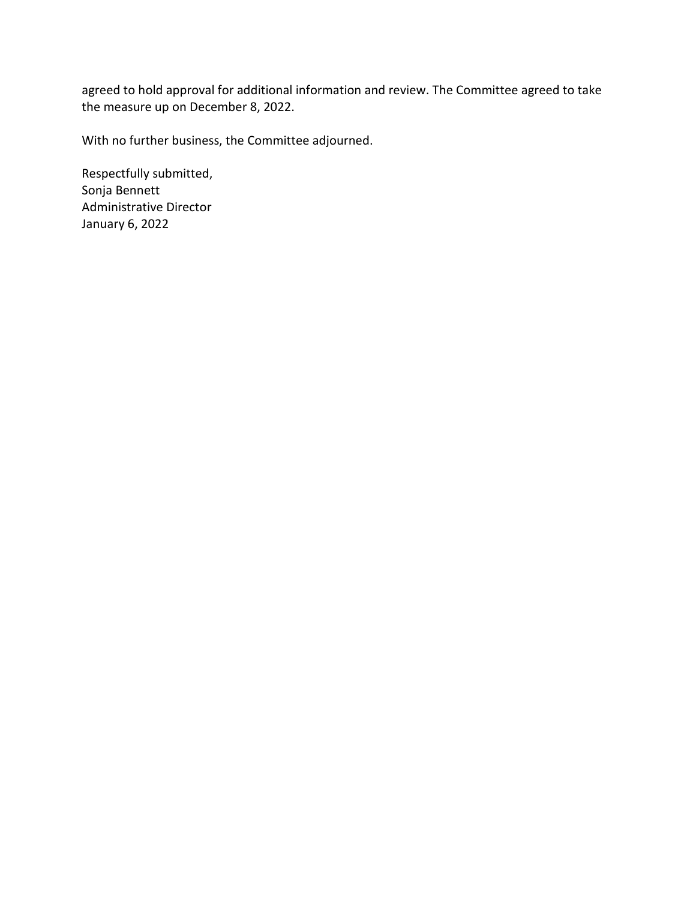agreed to hold approval for additional information and review. The Committee agreed to take the measure up on December 8, 2022.

With no further business, the Committee adjourned.

Respectfully submitted,
Sonja Bennett
Administrative Director
January 6, 2022